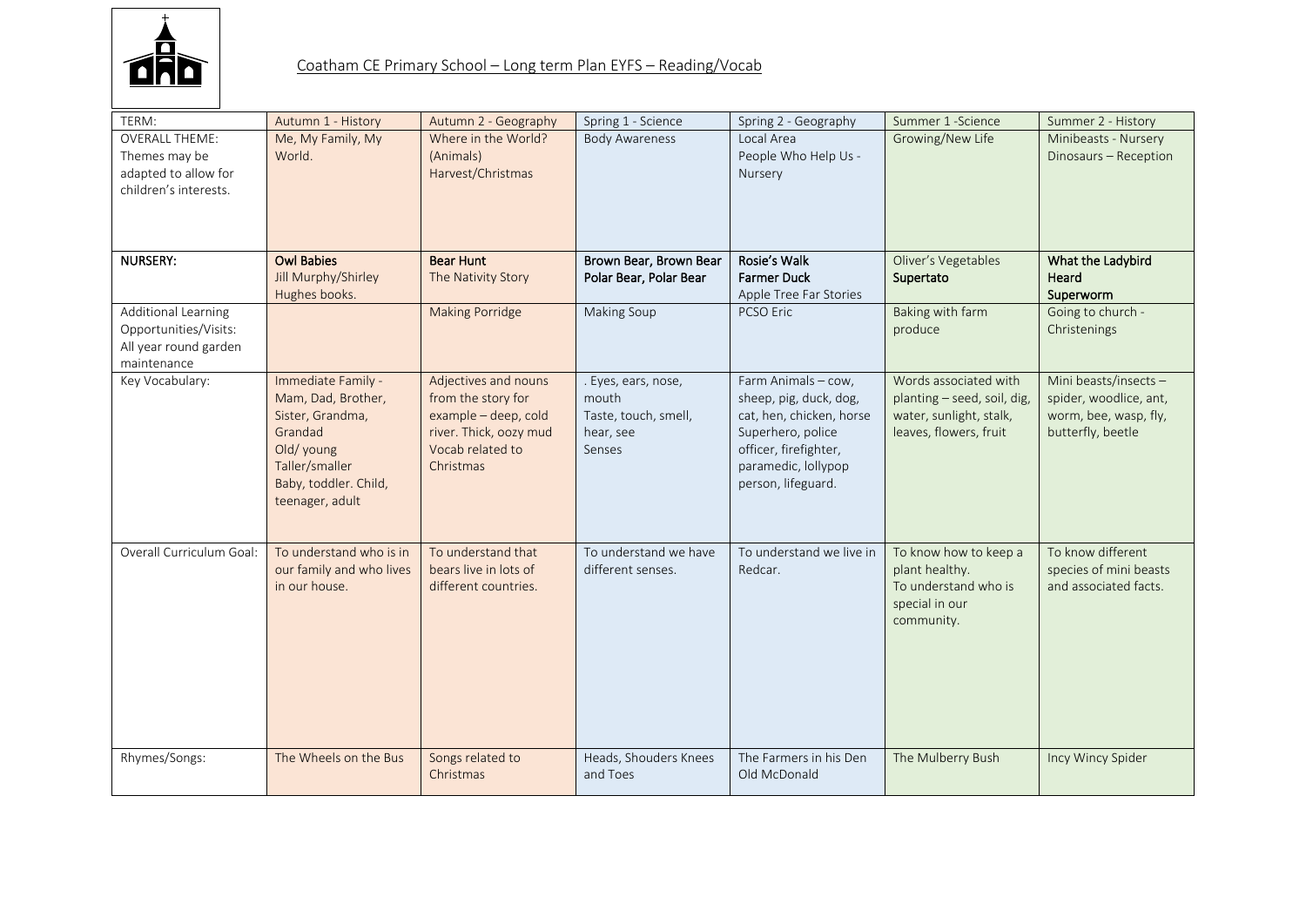# Coatham CE Primary School – Long term Plan EYFS – Reading/Vocab

| TERM: | Autumn 1 - History | Autumn 2 - Geography | Spring 1 - Science | Spring 2 - Geography | Summer 1 -Science | Summer 2 - History |
|---|---|---|---|---|---|---|
| OVERALL THEME: Themes may be adapted to allow for children's interests. | Me, My Family, My World. | Where in the World? (Animals) Harvest/Christmas | Body Awareness | Local Area People Who Help Us - Nursery | Growing/New Life | Minibeasts - Nursery Dinosaurs – Reception |
| **NURSERY:** | **Owl Babies** Jill Murphy/Shirley Hughes books. | **Bear Hunt** The Nativity Story | **Brown Bear, Brown Bear Polar Bear, Polar Bear** | **Rosie's Walk** **Farmer Duck** Apple Tree Far Stories | Oliver's Vegetables **Supertato** | **What the Ladybird Heard** **Superworm** |
| Additional Learning Opportunities/Visits: All year round garden maintenance | | Making Porridge | Making Soup | PCSO Eric | Baking with farm produce | Going to church - Christenings |
| Key Vocabulary: | Immediate Family - Mam, Dad, Brother, Sister, Grandma, Grandad Old/ young Taller/smaller Baby, toddler. Child, teenager, adult | Adjectives and nouns from the story for example – deep, cold river. Thick, oozy mud Vocab related to Christmas | . Eyes, ears, nose, mouth Taste, touch, smell, hear, see Senses | Farm Animals – cow, sheep, pig, duck, dog, cat, hen, chicken, horse Superhero, police officer, firefighter, paramedic, lollypop person, lifeguard. | Words associated with planting – seed, soil, dig, water, sunlight, stalk, leaves, flowers, fruit | Mini beasts/insects – spider, woodlice, ant, worm, bee, wasp, fly, butterfly, beetle |
| Overall Curriculum Goal: | To understand who is in our family and who lives in our house. | To understand that bears live in lots of different countries. | To understand we have different senses. | To understand we live in Redcar. | To know how to keep a plant healthy. To understand who is special in our community. | To know different species of mini beasts and associated facts. |
| Rhymes/Songs: | The Wheels on the Bus | Songs related to Christmas | Heads, Shouders Knees and Toes | The Farmers in his Den Old McDonald | The Mulberry Bush | Incy Wincy Spider |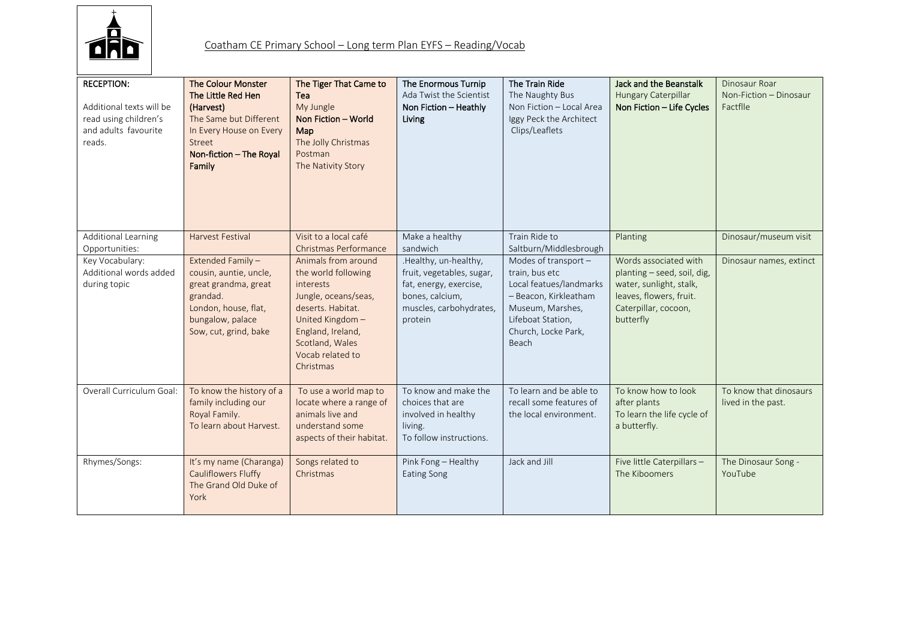Coatham CE Primary School – Long term Plan EYFS – Reading/Vocab

| | | | | | | |
|---|---|---|---|---|---|---|
| RECEPTION:<br><br>Additional texts will be read using children's and adults favourite reads. | **The Colour Monster**<br>**The Little Red Hen (Harvest)**<br>The Same but Different<br>In Every House on Every Street<br>**Non-fiction – The Royal Family** | **The Tiger That Came to Tea**<br>My Jungle<br>**Non Fiction – World Map**<br>The Jolly Christmas Postman<br>The Nativity Story | **The Enormous Turnip**<br>Ada Twist the Scientist<br>**Non Fiction – Heathly Living** | **The Train Ride**<br>The Naughty Bus<br>Non Fiction – Local Area<br>Iggy Peck the Architect<br>Clips/Leaflets | **Jack and the Beanstalk**<br>Hungary Caterpillar<br>**Non Fiction – Life Cycles** | Dinosaur Roar<br>Non-Fiction – Dinosaur Factfile |
| Additional Learning Opportunities: | Harvest Festival | Visit to a local café<br>Christmas Performance | Make a healthy sandwich | Train Ride to Saltburn/Middlesbrough | Planting | Dinosaur/museum visit |
| Key Vocabulary:<br>Additional words added during topic | Extended Family – cousin, auntie, uncle, great grandma, great grandad.<br>London, house, flat, bungalow, palace<br>Sow, cut, grind, bake | Animals from around the world following interests<br>Jungle, oceans/seas, deserts. Habitat.<br>United Kingdom – England, Ireland, Scotland, Wales<br>Vocab related to Christmas | .Healthy, un-healthy, fruit, vegetables, sugar, fat, energy, exercise, bones, calcium, muscles, carbohydrates, protein | Modes of transport – train, bus etc<br>Local featues/landmarks – Beacon, Kirkleatham Museum, Marshes, Lifeboat Station, Church, Locke Park, Beach | Words associated with planting – seed, soil, dig, water, sunlight, stalk, leaves, flowers, fruit.<br>Caterpillar, cocoon, butterfly | Dinosaur names, extinct |
| Overall Curriculum Goal: | To know the history of a family including our Royal Family.<br>To learn about Harvest. | To use a world map to locate where a range of animals live and understand some aspects of their habitat. | To know and make the choices that are involved in healthy living.<br>To follow instructions. | To learn and be able to recall some features of the local environment. | To know how to look after plants<br>To learn the life cycle of a butterfly. | To know that dinosaurs lived in the past. |
| Rhymes/Songs: | It's my name (Charanga)<br>Cauliflowers Fluffy<br>The Grand Old Duke of York | Songs related to Christmas | Pink Fong – Healthy Eating Song | Jack and Jill | Five little Caterpillars – The Kiboomers | The Dinosaur Song - YouTube |